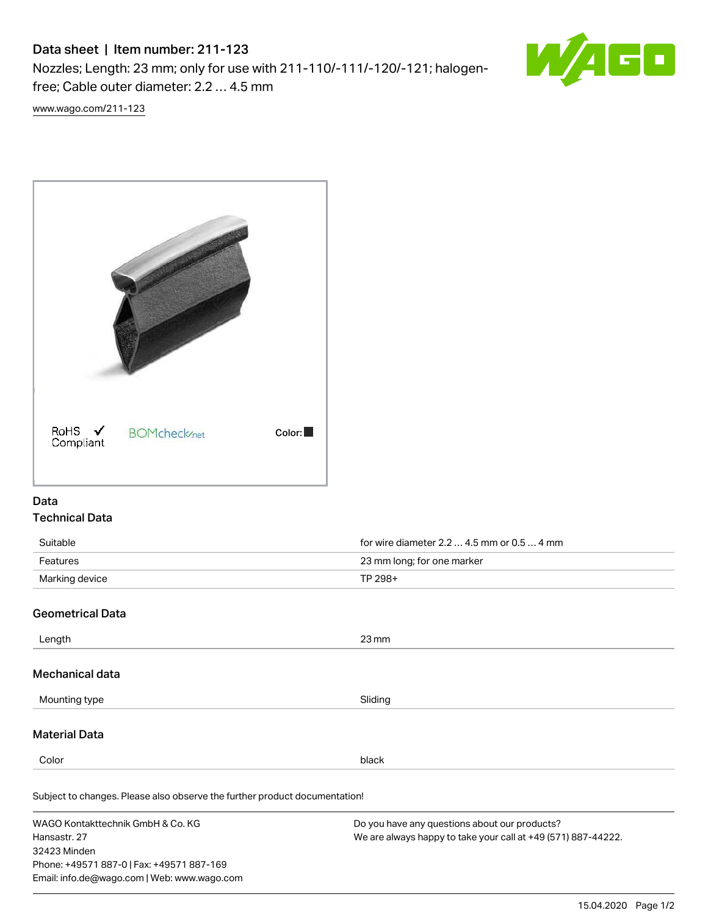# Data sheet | Item number: 211-123

Nozzles; Length: 23 mm; only for use with 211-110/-111/-120/-121; halogen-free; Cable outer diameter: 2.2 … 4.5 mm

www.wago.com/211-123

RoHS ✓ Compliant

BOMcheck.net

Color: ■

## Data

### Technical Data

| | |
|---|---|
| Suitable | for wire diameter 2.2 … 4.5 mm or 0.5 … 4 mm |
| Features | 23 mm long; for one marker |
| Marking device | TP 298+ |

### Geometrical Data

| | |
|---|---|
| Length | 23 mm |

### Mechanical data

| | |
|---|---|
| Mounting type | Sliding |

### Material Data

| | |
|---|---|
| Color | black |

Subject to changes. Please also observe the further product documentation!

WAGO Kontakttechnik GmbH & Co. KG
Hansastr. 27
32423 Minden
Phone: +49571 887-0 | Fax: +49571 887-169
Email: info.de@wago.com | Web: www.wago.com

Do you have any questions about our products?
We are always happy to take your call at +49 (571) 887-44222.

15.04.2020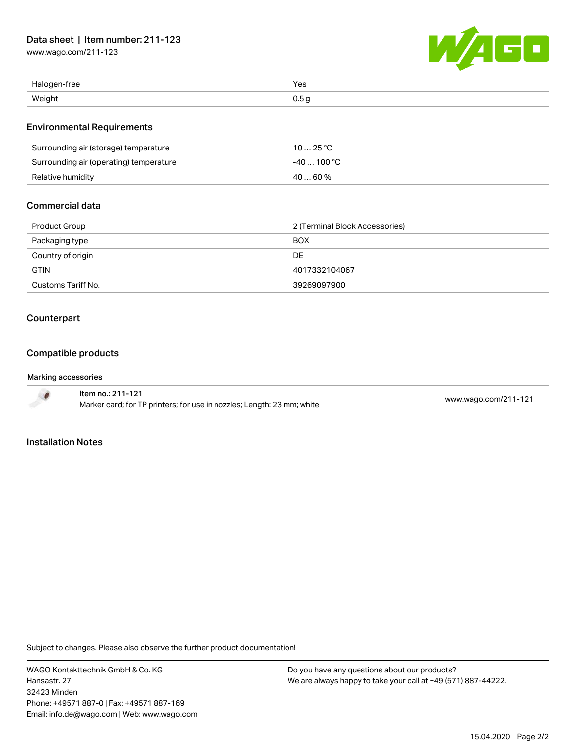| | |
|---|---|
| Halogen-free | Yes |
| Weight | 0.5 g |

## Environmental Requirements

| | |
|---|---|
| Surrounding air (storage) temperature | 10 … 25 °C |
| Surrounding air (operating) temperature | -40 … 100 °C |
| Relative humidity | 40 … 60 % |

## Commercial data

| | |
|---|---|
| Product Group | 2 (Terminal Block Accessories) |
| Packaging type | BOX |
| Country of origin | DE |
| GTIN | 4017332104067 |
| Customs Tariff No. | 39269097900 |

## Counterpart

## Compatible products

### Marking accessories

| | |
|---|---|
| **Item no.: 211-121**<br>Marker card; for TP printers; for use in nozzles; Length: 23 mm; white | www.wago.com/211-121 |

## Installation Notes

Subject to changes. Please also observe the further product documentation!

WAGO Kontakttechnik GmbH & Co. KG
Hansastr. 27
32423 Minden
Phone: +49571 887-0 | Fax: +49571 887-169
Email: info.de@wago.com | Web: www.wago.com

Do you have any questions about our products?
We are always happy to take your call at +49 (571) 887-44222.

15.04.2020